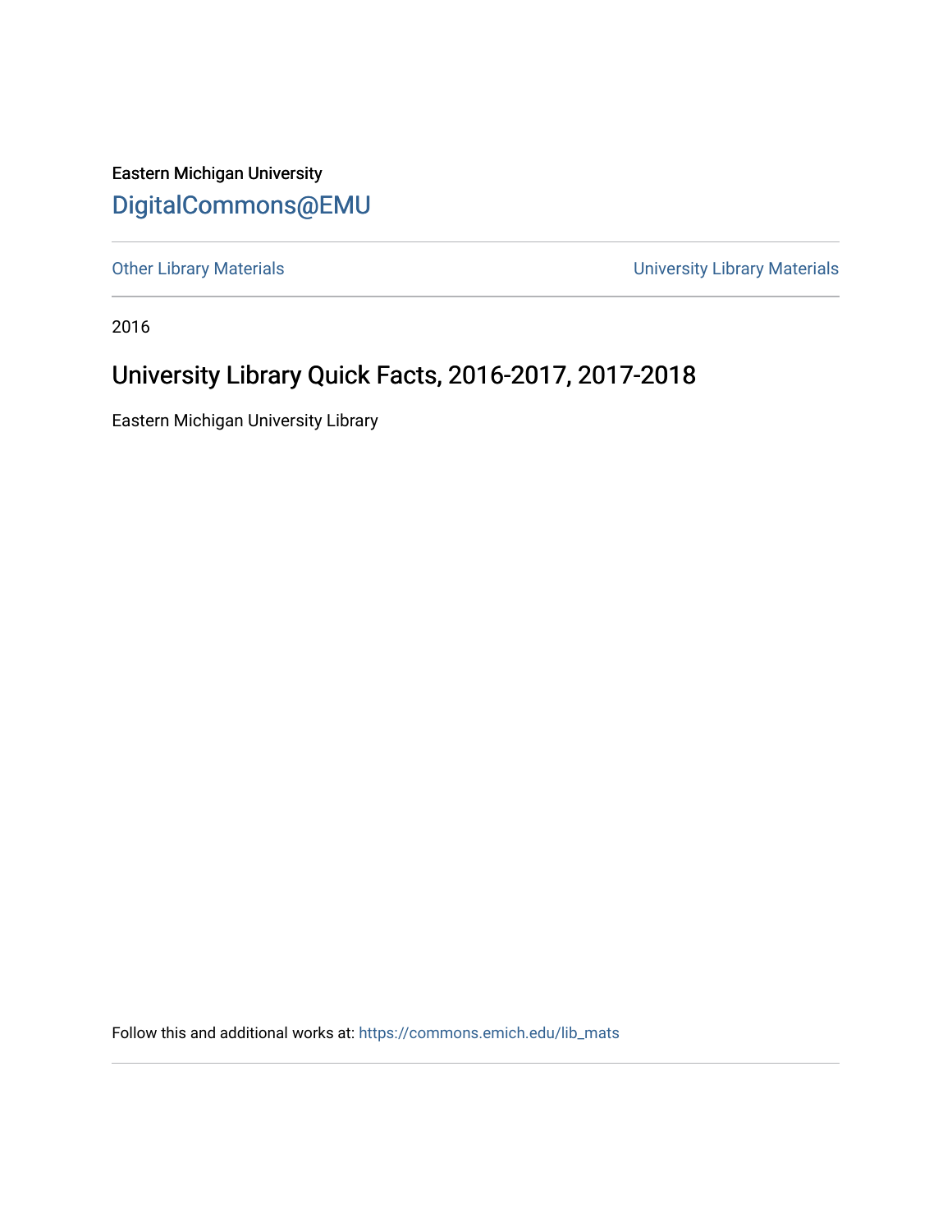Eastern Michigan University

DigitalCommons@EMU

Other Library Materials

University Library Materials

2016

# University Library Quick Facts, 2016-2017, 2017-2018

Eastern Michigan University Library

Follow this and additional works at: https://commons.emich.edu/lib_mats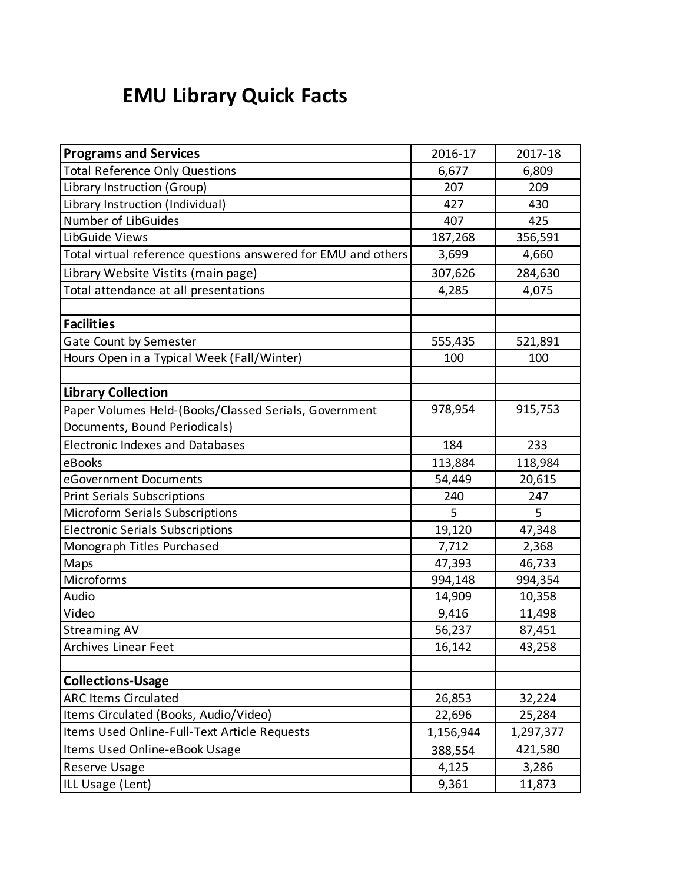# EMU Library Quick Facts

| **Programs and Services** | 2016-17 | 2017-18 |
|---|---|---|
| Total Reference Only Questions | 6,677 | 6,809 |
| Library Instruction (Group) | 207 | 209 |
| Library Instruction (Individual) | 427 | 430 |
| Number of LibGuides | 407 | 425 |
| LibGuide Views | 187,268 | 356,591 |
| Total virtual reference questions answered for EMU and others | 3,699 | 4,660 |
| Library Website Vistits (main page) | 307,626 | 284,630 |
| Total attendance at all presentations | 4,285 | 4,075 |
| | | |
| **Facilities** | | |
| Gate Count by Semester | 555,435 | 521,891 |
| Hours Open in a Typical Week (Fall/Winter) | 100 | 100 |
| | | |
| **Library Collection** | | |
| Paper Volumes Held-(Books/Classed Serials, Government Documents, Bound Periodicals) | 978,954 | 915,753 |
| Electronic Indexes and Databases | 184 | 233 |
| eBooks | 113,884 | 118,984 |
| eGovernment Documents | 54,449 | 20,615 |
| Print Serials Subscriptions | 240 | 247 |
| Microform Serials Subscriptions | 5 | 5 |
| Electronic Serials Subscriptions | 19,120 | 47,348 |
| Monograph Titles Purchased | 7,712 | 2,368 |
| Maps | 47,393 | 46,733 |
| Microforms | 994,148 | 994,354 |
| Audio | 14,909 | 10,358 |
| Video | 9,416 | 11,498 |
| Streaming AV | 56,237 | 87,451 |
| Archives Linear Feet | 16,142 | 43,258 |
| | | |
| **Collections-Usage** | | |
| ARC Items Circulated | 26,853 | 32,224 |
| Items Circulated (Books, Audio/Video) | 22,696 | 25,284 |
| Items Used Online-Full-Text Article Requests | 1,156,944 | 1,297,377 |
| Items Used Online-eBook Usage | 388,554 | 421,580 |
| Reserve Usage | 4,125 | 3,286 |
| ILL Usage (Lent) | 9,361 | 11,873 |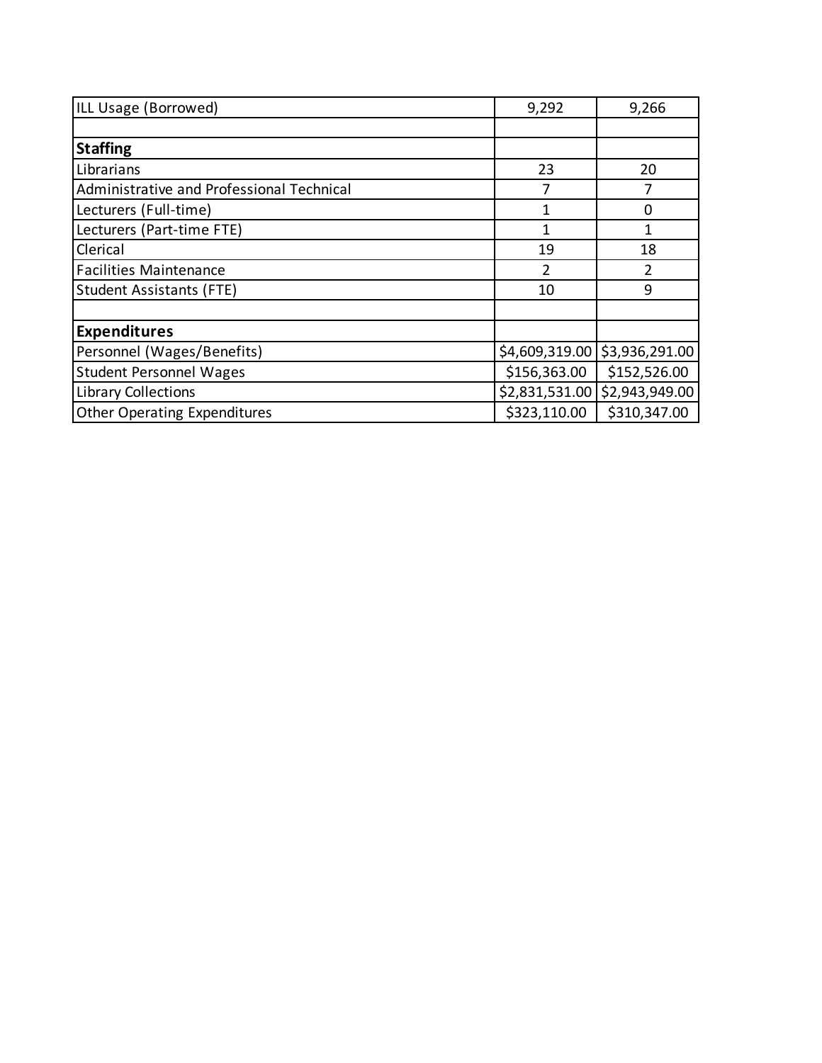| | | |
|---|---|---|
| ILL Usage (Borrowed) | 9,292 | 9,266 |
| | | |
| **Staffing** | | |
| Librarians | 23 | 20 |
| Administrative and Professional Technical | 7 | 7 |
| Lecturers (Full-time) | 1 | 0 |
| Lecturers (Part-time FTE) | 1 | 1 |
| Clerical | 19 | 18 |
| Facilities Maintenance | 2 | 2 |
| Student Assistants (FTE) | 10 | 9 |
| | | |
| **Expenditures** | | |
| Personnel (Wages/Benefits) | $4,609,319.00 | $3,936,291.00 |
| Student Personnel Wages | $156,363.00 | $152,526.00 |
| Library Collections | $2,831,531.00 | $2,943,949.00 |
| Other Operating Expenditures | $323,110.00 | $310,347.00 |